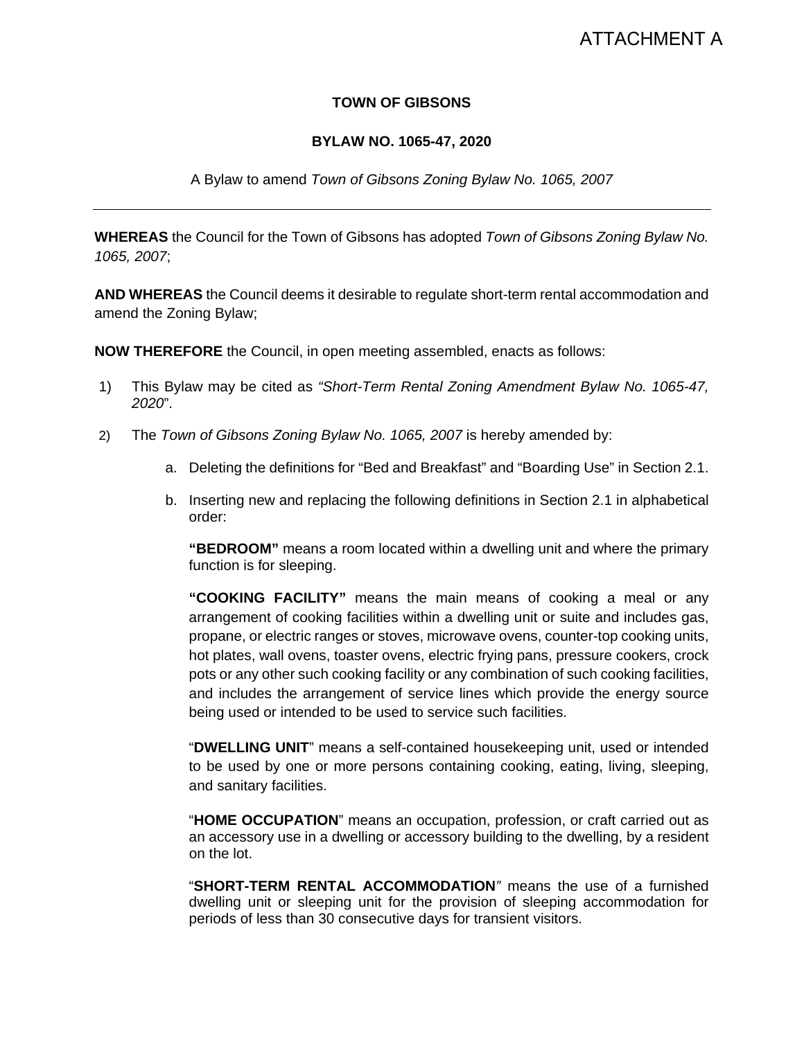ATTACHMENT A

**TOWN OF GIBSONS**

**BYLAW NO. 1065-47, 2020**

A Bylaw to amend *Town of Gibsons Zoning Bylaw No. 1065, 2007*

---

**WHEREAS** the Council for the Town of Gibsons has adopted *Town of Gibsons Zoning Bylaw No. 1065, 2007*;

**AND WHEREAS** the Council deems it desirable to regulate short-term rental accommodation and amend the Zoning Bylaw;

**NOW THEREFORE** the Council, in open meeting assembled, enacts as follows:

1) This Bylaw may be cited as *"Short-Term Rental Zoning Amendment Bylaw No. 1065-47, 2020*".

2) The *Town of Gibsons Zoning Bylaw No. 1065, 2007* is hereby amended by:

   a. Deleting the definitions for "Bed and Breakfast" and "Boarding Use" in Section 2.1.

   b. Inserting new and replacing the following definitions in Section 2.1 in alphabetical order:

      **"BEDROOM"** means a room located within a dwelling unit and where the primary function is for sleeping.

      **"COOKING FACILITY"** means the main means of cooking a meal or any arrangement of cooking facilities within a dwelling unit or suite and includes gas, propane, or electric ranges or stoves, microwave ovens, counter-top cooking units, hot plates, wall ovens, toaster ovens, electric frying pans, pressure cookers, crock pots or any other such cooking facility or any combination of such cooking facilities, and includes the arrangement of service lines which provide the energy source being used or intended to be used to service such facilities.

      "**DWELLING UNIT**" means a self-contained housekeeping unit, used or intended to be used by one or more persons containing cooking, eating, living, sleeping, and sanitary facilities.

      "**HOME OCCUPATION**" means an occupation, profession, or craft carried out as an accessory use in a dwelling or accessory building to the dwelling, by a resident on the lot.

      "**SHORT-TERM RENTAL ACCOMMODATION**" means the use of a furnished dwelling unit or sleeping unit for the provision of sleeping accommodation for periods of less than 30 consecutive days for transient visitors.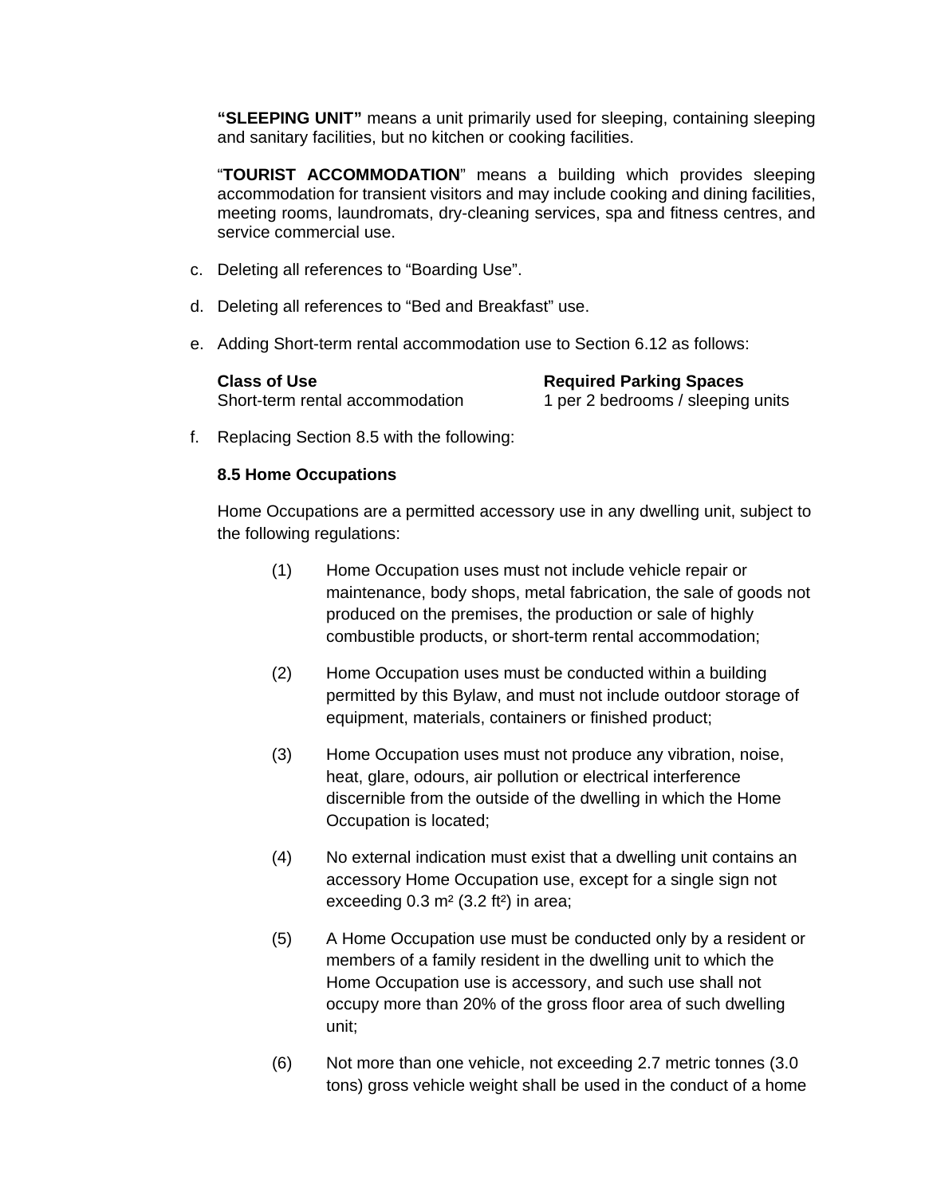**"SLEEPING UNIT"** means a unit primarily used for sleeping, containing sleeping and sanitary facilities, but no kitchen or cooking facilities.

"**TOURIST ACCOMMODATION**" means a building which provides sleeping accommodation for transient visitors and may include cooking and dining facilities, meeting rooms, laundromats, dry-cleaning services, spa and fitness centres, and service commercial use.

c. Deleting all references to "Boarding Use".

d. Deleting all references to "Bed and Breakfast" use.

e. Adding Short-term rental accommodation use to Section 6.12 as follows:

| **Class of Use** | **Required Parking Spaces** |
|---|---|
| Short-term rental accommodation | 1 per 2 bedrooms / sleeping units |

f. Replacing Section 8.5 with the following:

**8.5 Home Occupations**

Home Occupations are a permitted accessory use in any dwelling unit, subject to the following regulations:

(1) Home Occupation uses must not include vehicle repair or maintenance, body shops, metal fabrication, the sale of goods not produced on the premises, the production or sale of highly combustible products, or short-term rental accommodation;

(2) Home Occupation uses must be conducted within a building permitted by this Bylaw, and must not include outdoor storage of equipment, materials, containers or finished product;

(3) Home Occupation uses must not produce any vibration, noise, heat, glare, odours, air pollution or electrical interference discernible from the outside of the dwelling in which the Home Occupation is located;

(4) No external indication must exist that a dwelling unit contains an accessory Home Occupation use, except for a single sign not exceeding 0.3 m² (3.2 ft²) in area;

(5) A Home Occupation use must be conducted only by a resident or members of a family resident in the dwelling unit to which the Home Occupation use is accessory, and such use shall not occupy more than 20% of the gross floor area of such dwelling unit;

(6) Not more than one vehicle, not exceeding 2.7 metric tonnes (3.0 tons) gross vehicle weight shall be used in the conduct of a home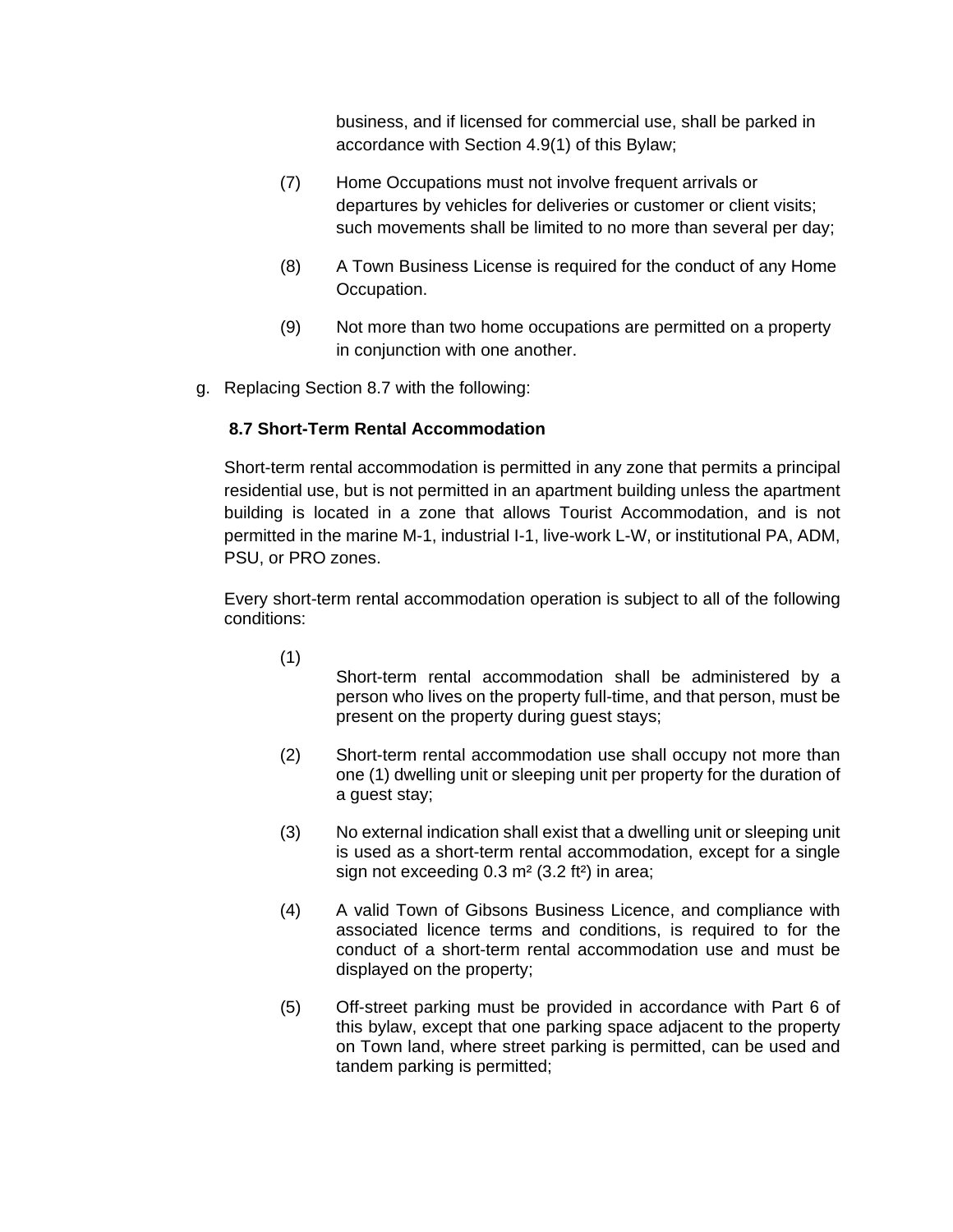business, and if licensed for commercial use, shall be parked in accordance with Section 4.9(1) of this Bylaw;

(7) Home Occupations must not involve frequent arrivals or departures by vehicles for deliveries or customer or client visits; such movements shall be limited to no more than several per day;

(8) A Town Business License is required for the conduct of any Home Occupation.

(9) Not more than two home occupations are permitted on a property in conjunction with one another.

g. Replacing Section 8.7 with the following:

**8.7 Short-Term Rental Accommodation**

Short-term rental accommodation is permitted in any zone that permits a principal residential use, but is not permitted in an apartment building unless the apartment building is located in a zone that allows Tourist Accommodation, and is not permitted in the marine M-1, industrial I-1, live-work L-W, or institutional PA, ADM, PSU, or PRO zones.

Every short-term rental accommodation operation is subject to all of the following conditions:

(1) Short-term rental accommodation shall be administered by a person who lives on the property full-time, and that person, must be present on the property during guest stays;

(2) Short-term rental accommodation use shall occupy not more than one (1) dwelling unit or sleeping unit per property for the duration of a guest stay;

(3) No external indication shall exist that a dwelling unit or sleeping unit is used as a short-term rental accommodation, except for a single sign not exceeding 0.3 m² (3.2 ft²) in area;

(4) A valid Town of Gibsons Business Licence, and compliance with associated licence terms and conditions, is required to for the conduct of a short-term rental accommodation use and must be displayed on the property;

(5) Off-street parking must be provided in accordance with Part 6 of this bylaw, except that one parking space adjacent to the property on Town land, where street parking is permitted, can be used and tandem parking is permitted;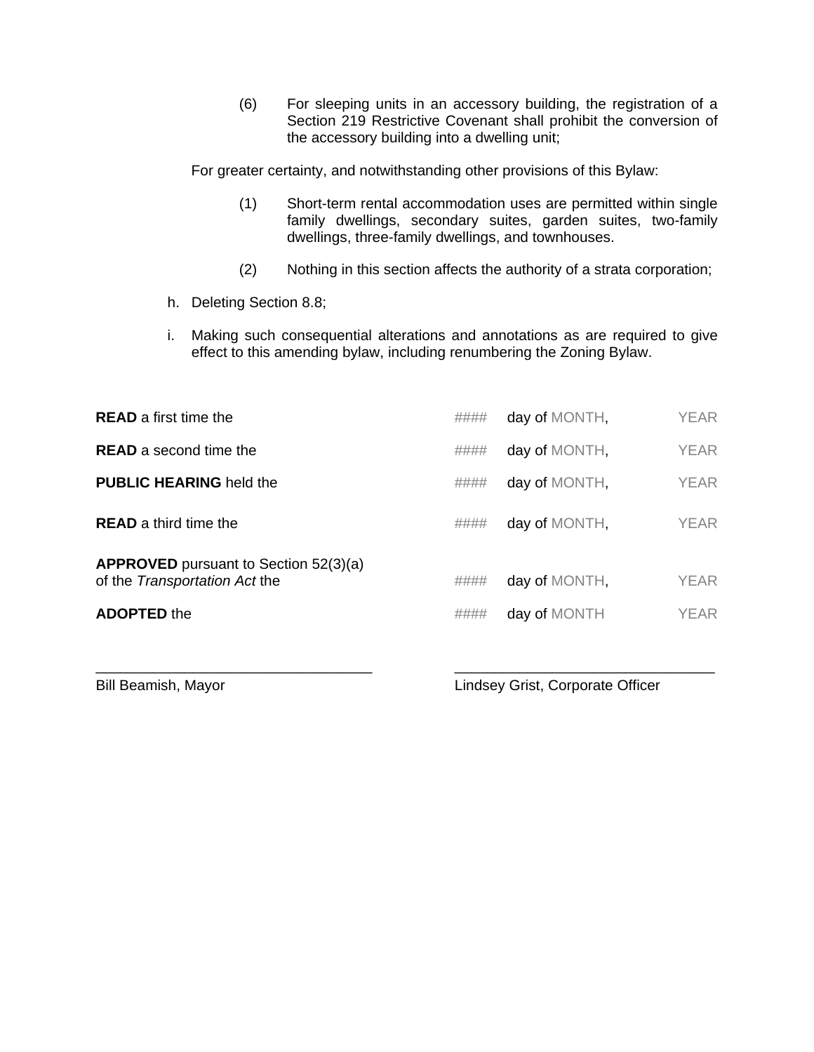(6) For sleeping units in an accessory building, the registration of a Section 219 Restrictive Covenant shall prohibit the conversion of the accessory building into a dwelling unit;

For greater certainty, and notwithstanding other provisions of this Bylaw:

(1) Short-term rental accommodation uses are permitted within single family dwellings, secondary suites, garden suites, two-family dwellings, three-family dwellings, and townhouses.

(2) Nothing in this section affects the authority of a strata corporation;

h. Deleting Section 8.8;

i. Making such consequential alterations and annotations as are required to give effect to this amending bylaw, including renumbering the Zoning Bylaw.

| | | | |
|---|---|---|---|
| **READ** a first time the | #### | day of MONTH, | YEAR |
| **READ** a second time the | #### | day of MONTH, | YEAR |
| **PUBLIC HEARING** held the | #### | day of MONTH, | YEAR |
| **READ** a third time the | #### | day of MONTH, | YEAR |
| **APPROVED** pursuant to Section 52(3)(a) of the *Transportation Act* the | #### | day of MONTH, | YEAR |
| **ADOPTED** the | #### | day of MONTH | YEAR |

\_\_\_\_\_\_\_\_\_\_\_\_\_\_\_\_\_\_\_\_\_\_\_\_\_\_\_\_\_\_\_\_
Bill Beamish, Mayor

\_\_\_\_\_\_\_\_\_\_\_\_\_\_\_\_\_\_\_\_\_\_\_\_\_\_\_\_\_\_\_\_
Lindsey Grist, Corporate Officer